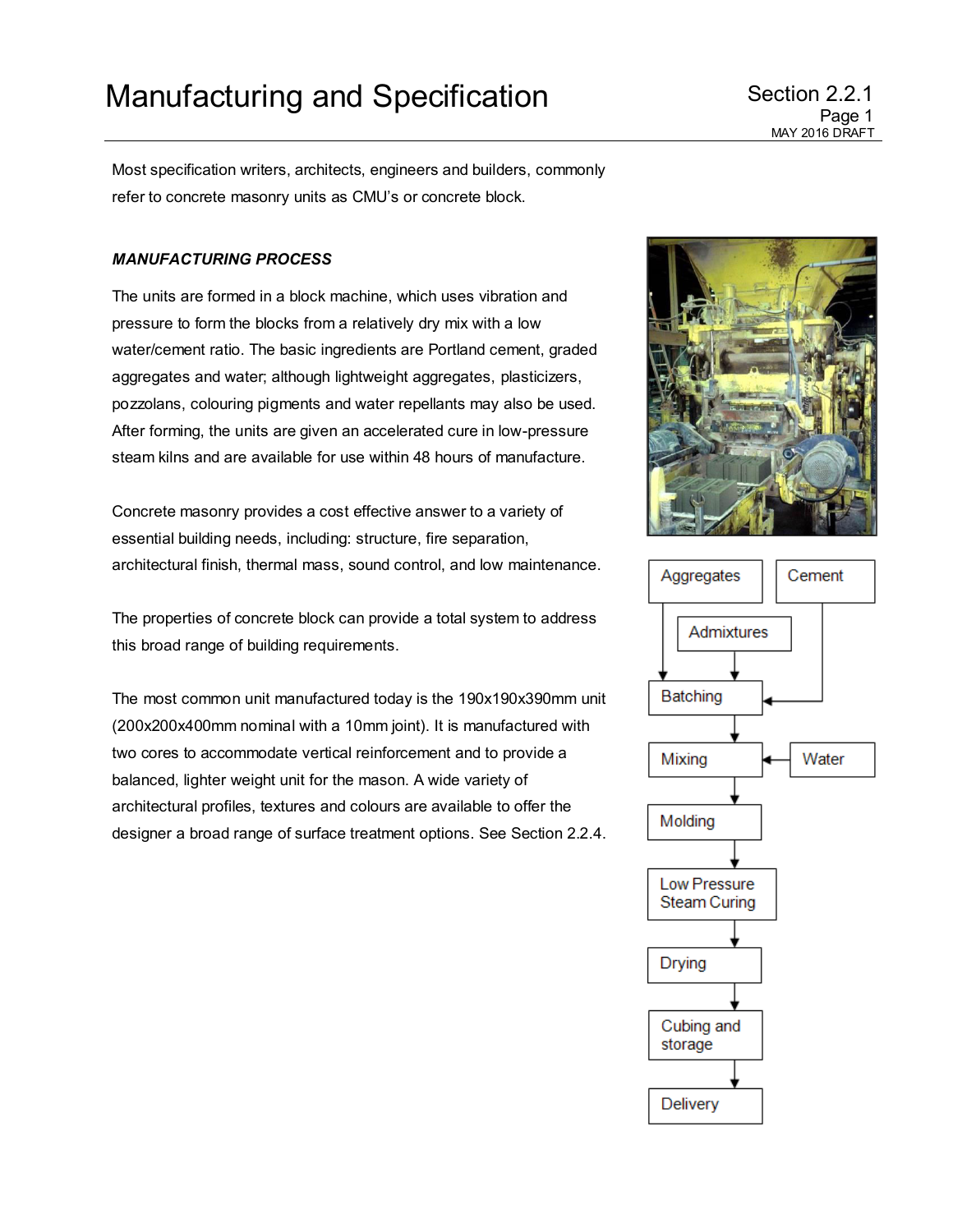# Manufacturing and Specification

Section 2.2.1

Most specification writers, architects, engineers and builders, commonly refer to concrete masonry units as CMU's or concrete block.

### *MANUFACTURING PROCESS*

The units are formed in a block machine, which uses vibration and pressure to form the blocks from a relatively dry mix with a low water/cement ratio. The basic ingredients are Portland cement, graded aggregates and water; although lightweight aggregates, plasticizers, pozzolans, colouring pigments and water repellants may also be used. After forming, the units are given an accelerated cure in low-pressure steam kilns and are available for use within 48 hours of manufacture.

Concrete masonry provides a cost effective answer to a variety of essential building needs, including: structure, fire separation, architectural finish, thermal mass, sound control, and low maintenance.

The properties of concrete block can provide a total system to address this broad range of building requirements.

The most common unit manufactured today is the 190x190x390mm unit (200x200x400mm nominal with a 10mm joint). It is manufactured with two cores to accommodate vertical reinforcement and to provide a balanced, lighter weight unit for the mason. A wide variety of architectural profiles, textures and colours are available to offer the designer a broad range of surface treatment options. See Section 2.2.4.

Aggregates / Admixtures / Cement → Batching → Mixing (← Water) → Molding → Low Pressure Steam Curing → Drying → Cubing and storage → Delivery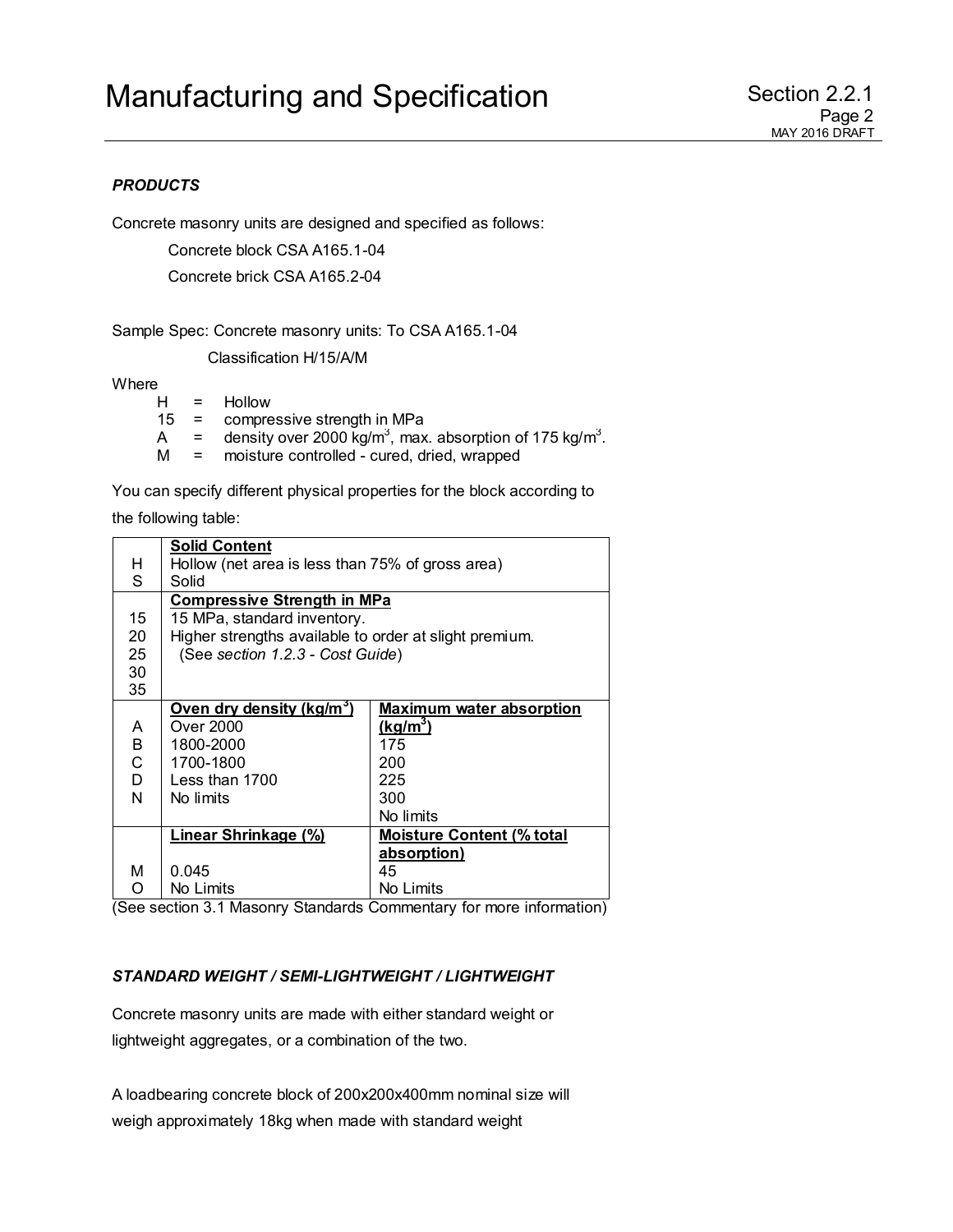***PRODUCTS***

Concrete masonry units are designed and specified as follows:

Concrete block CSA A165.1-04

Concrete brick CSA A165.2-04

Sample Spec: Concrete masonry units: To CSA A165.1-04

Classification H/15/A/M

Where

- H = Hollow
- 15 = compressive strength in MPa
- A = density over 2000 kg/m$^3$, max. absorption of 175 kg/m$^3$.
- M = moisture controlled - cured, dried, wrapped

You can specify different physical properties for the block according to the following table:

| | **Solid Content** | |
|---|---|---|
| H | Hollow (net area is less than 75% of gross area) | |
| S | Solid | |
| | **Compressive Strength in MPa** | |
| 15 | 15 MPa, standard inventory. | |
| 20 | Higher strengths available to order at slight premium. | |
| 25 | (See *section 1.2.3 - Cost Guide*) | |
| 30 | | |
| 35 | | |
| | **Oven dry density (kg/m$^3$)** | **Maximum water absorption (kg/m$^3$)** |
| A | Over 2000 | 175 |
| B | 1800-2000 | 200 |
| C | 1700-1800 | 225 |
| D | Less than 1700 | 300 |
| N | No limits | No limits |
| | **Linear Shrinkage (%)** | **Moisture Content (% total absorption)** |
| M | 0.045 | 45 |
| O | No Limits | No Limits |

(See section 3.1 Masonry Standards Commentary for more information)

***STANDARD WEIGHT / SEMI-LIGHTWEIGHT / LIGHTWEIGHT***

Concrete masonry units are made with either standard weight or lightweight aggregates, or a combination of the two.

A loadbearing concrete block of 200x200x400mm nominal size will weigh approximately 18kg when made with standard weight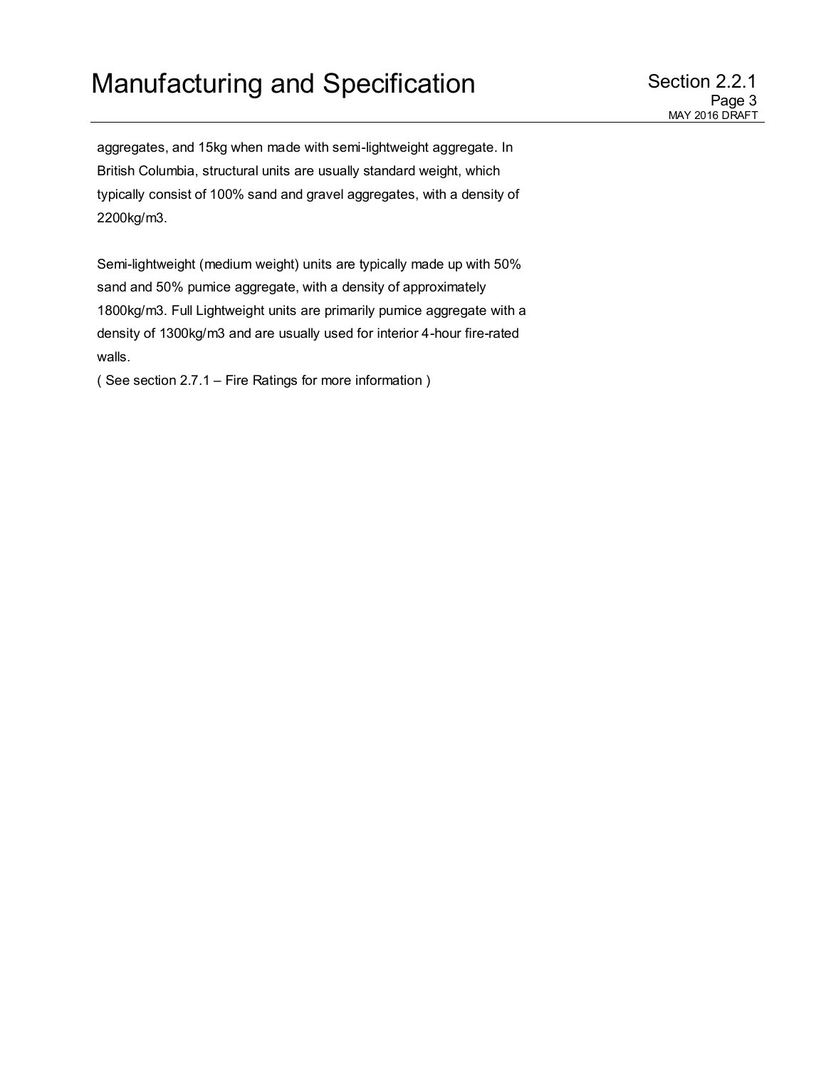aggregates, and 15kg when made with semi-lightweight aggregate. In British Columbia, structural units are usually standard weight, which typically consist of 100% sand and gravel aggregates, with a density of 2200kg/m3.

Semi-lightweight (medium weight) units are typically made up with 50% sand and 50% pumice aggregate, with a density of approximately 1800kg/m3. Full Lightweight units are primarily pumice aggregate with a density of 1300kg/m3 and are usually used for interior 4-hour fire-rated walls.
( See section 2.7.1 – Fire Ratings for more information )